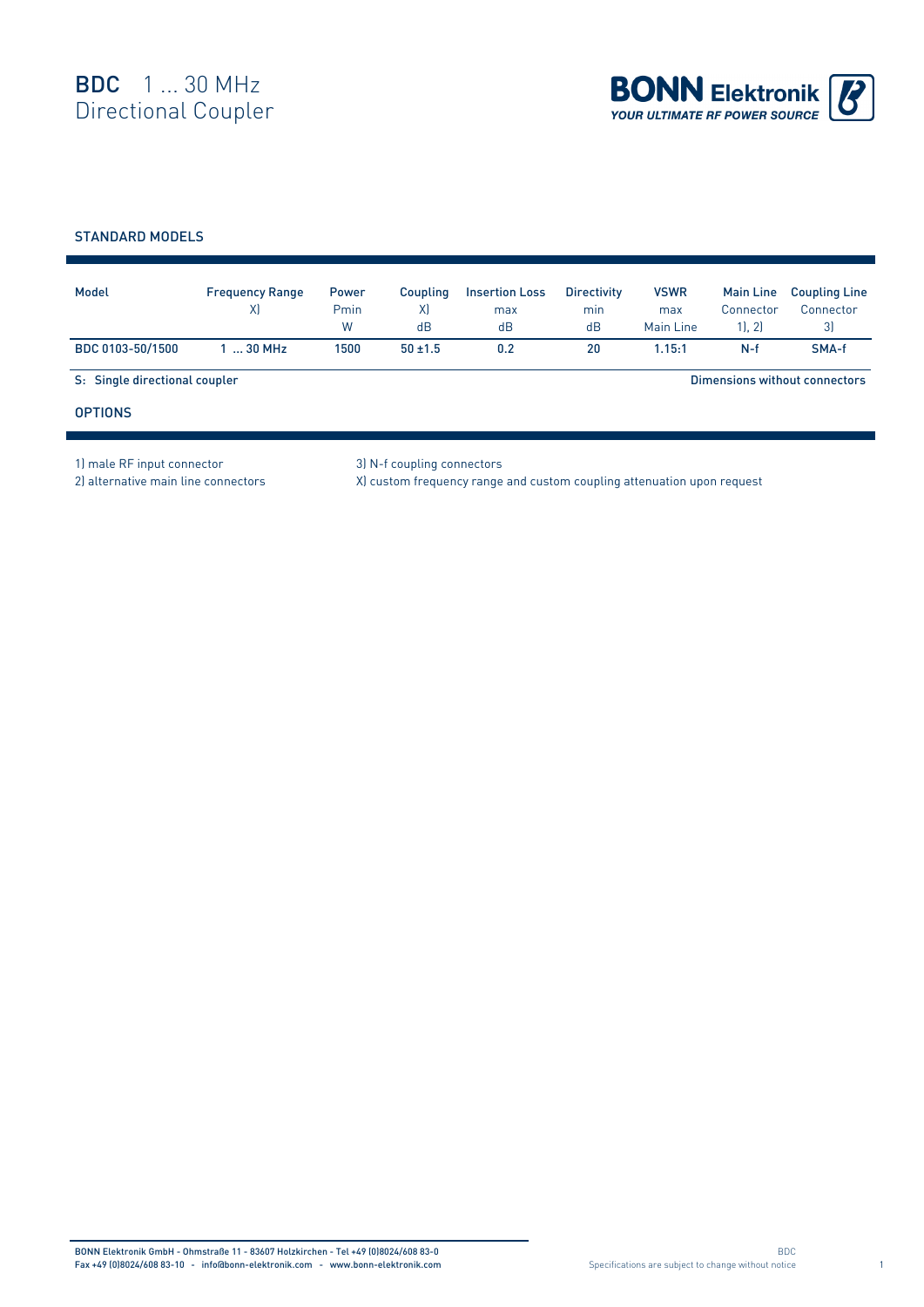# BDC 1 ... 30 MHz
# Directional Coupler

BONN Elektronik
YOUR ULTIMATE RF POWER SOURCE

## STANDARD MODELS

| Model | Frequency Range X) | Power Pmin W | Coupling X) dB | Insertion Loss max dB | Directivity min dB | VSWR max Main Line | Main Line Connector 1), 2) | Coupling Line Connector 3) |
|---|---|---|---|---|---|---|---|---|
| BDC 0103-50/1500 | 1 ... 30 MHz | 1500 | 50 ±1.5 | 0.2 | 20 | 1.15:1 | N-f | SMA-f |

S: Single directional coupler

Dimensions without connectors

## OPTIONS

1) male RF input connector
2) alternative main line connectors
3) N-f coupling connectors
X) custom frequency range and custom coupling attenuation upon request

BONN Elektronik GmbH - Ohmstraße 11 - 83607 Holzkirchen - Tel +49 (0)8024/608 83-0
Fax +49 (0)8024/608 83-10 - info@bonn-elektronik.com - www.bonn-elektronik.com

Specifications are subject to change without notice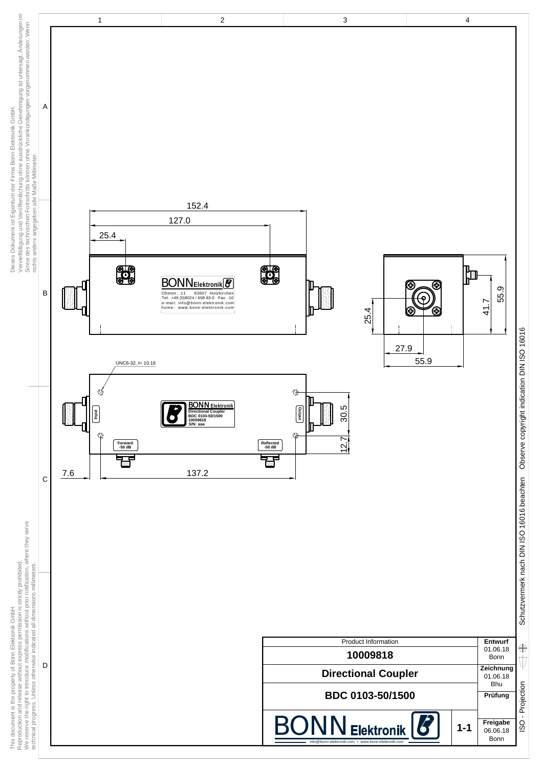Dieses Dokument ist Eigentum der Firma Bonn Elektronik GmbH.
Vervielfältigung und Veröffentlichung ohne ausdrückliche Genehmigung ist untersagt. Änderungen im Sinne des technischen Fortschritts können ohne Vorankündigungen vorgenommen werden. Wenn nichts anders angegeben alle Maße Millimeter.

This document is the property of Bonn Elektronik GmbH.
Reproduction and release without express permission is strictly prohibited.
We reserve the right to introduce modifications without prior notification, where they serve technical progress. Unless otherwise indicated all dimensions millimeters.

152.4
127.0
25.4

BONN Elektronik
Ohmstr. 11 83607 Holzkirchen
Tel: +49 (0)8024 / 608 83-0 Fax: -10
e-mail: info@bonn-elektronik.com
home: www.bonn-elektronik.com

25.4
27.9
55.9
41.7
55.9

UNC6-32, t= 10.16

Input

BONN Elektronik
Directional Coupler
BDC 0103-50/1500
10009818
S/N: aaa

Output

Forward
-50 dB

Reflected
-50 dB

30.5
12.7
7.6
137.2

Schutzvermerk nach DIN ISO 16016 beachten Observe copyright indication DIN ISO 16016

| Product Information | |
|---|---|
| **10009818** | **Entwurf** 01.06.18 Bonn |
| **Directional Coupler** | **Zeichnung** 01.06.18 Bhu |
| **BDC 0103-50/1500** | **Prüfung** |
| BONN Elektronik — info@bonn-elektronik.com • www.bonn-elektronik.com — **1-1** | **Freigabe** 06.06.18 Bonn |

ISO - Projection